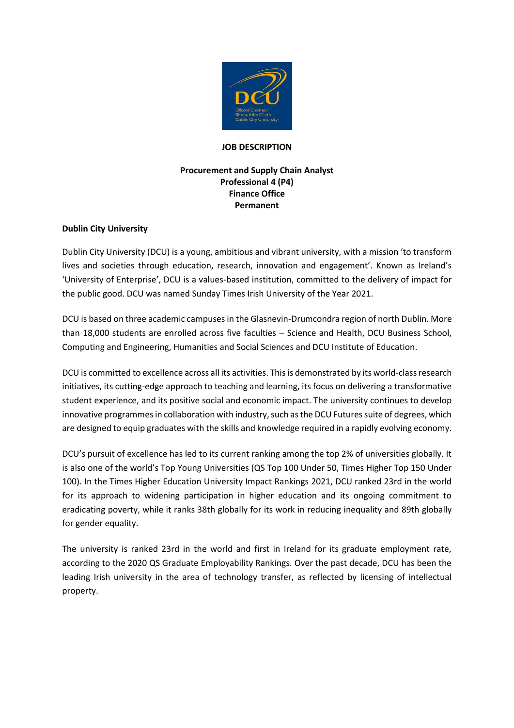# JOB DESCRIPTION

## Procurement and Supply Chain Analyst
## Professional 4 (P4)
## Finance Office
## Permanent

**Dublin City University**

Dublin City University (DCU) is a young, ambitious and vibrant university, with a mission 'to transform lives and societies through education, research, innovation and engagement'. Known as Ireland's 'University of Enterprise', DCU is a values-based institution, committed to the delivery of impact for the public good. DCU was named Sunday Times Irish University of the Year 2021.

DCU is based on three academic campuses in the Glasnevin-Drumcondra region of north Dublin. More than 18,000 students are enrolled across five faculties – Science and Health, DCU Business School, Computing and Engineering, Humanities and Social Sciences and DCU Institute of Education.

DCU is committed to excellence across all its activities. This is demonstrated by its world-class research initiatives, its cutting-edge approach to teaching and learning, its focus on delivering a transformative student experience, and its positive social and economic impact. The university continues to develop innovative programmes in collaboration with industry, such as the DCU Futures suite of degrees, which are designed to equip graduates with the skills and knowledge required in a rapidly evolving economy.

DCU's pursuit of excellence has led to its current ranking among the top 2% of universities globally. It is also one of the world's Top Young Universities (QS Top 100 Under 50, Times Higher Top 150 Under 100). In the Times Higher Education University Impact Rankings 2021, DCU ranked 23rd in the world for its approach to widening participation in higher education and its ongoing commitment to eradicating poverty, while it ranks 38th globally for its work in reducing inequality and 89th globally for gender equality.

The university is ranked 23rd in the world and first in Ireland for its graduate employment rate, according to the 2020 QS Graduate Employability Rankings. Over the past decade, DCU has been the leading Irish university in the area of technology transfer, as reflected by licensing of intellectual property.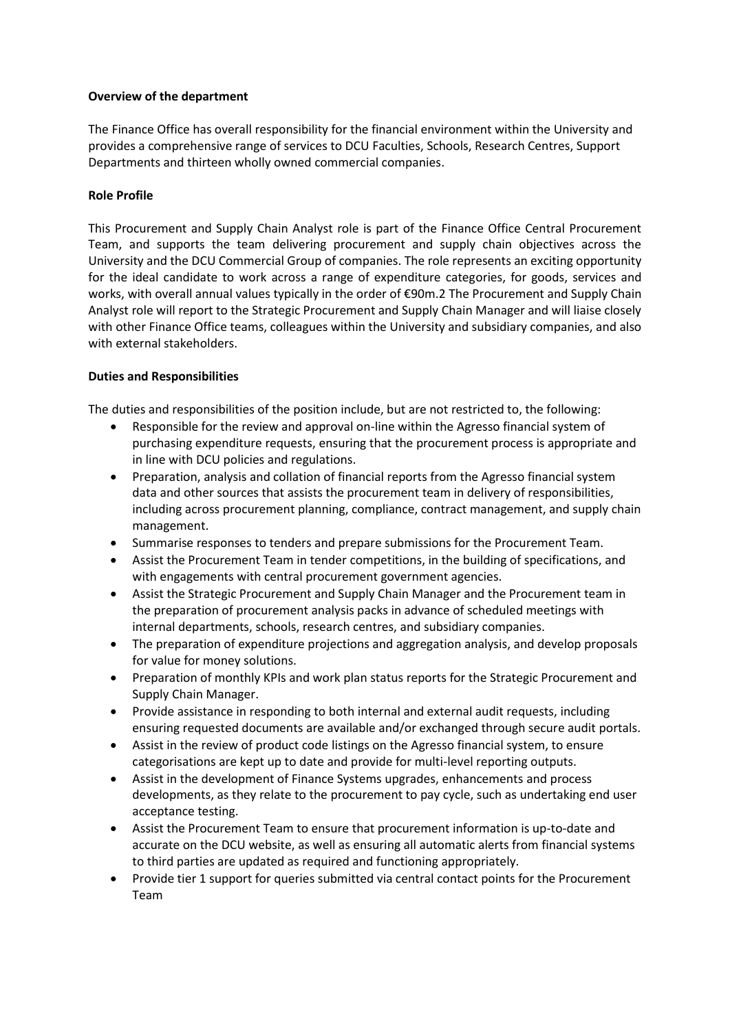**Overview of the department**

The Finance Office has overall responsibility for the financial environment within the University and provides a comprehensive range of services to DCU Faculties, Schools, Research Centres, Support Departments and thirteen wholly owned commercial companies.

**Role Profile**

This Procurement and Supply Chain Analyst role is part of the Finance Office Central Procurement Team, and supports the team delivering procurement and supply chain objectives across the University and the DCU Commercial Group of companies. The role represents an exciting opportunity for the ideal candidate to work across a range of expenditure categories, for goods, services and works, with overall annual values typically in the order of €90m.2 The Procurement and Supply Chain Analyst role will report to the Strategic Procurement and Supply Chain Manager and will liaise closely with other Finance Office teams, colleagues within the University and subsidiary companies, and also with external stakeholders.

**Duties and Responsibilities**

The duties and responsibilities of the position include, but are not restricted to, the following:

- Responsible for the review and approval on-line within the Agresso financial system of purchasing expenditure requests, ensuring that the procurement process is appropriate and in line with DCU policies and regulations.
- Preparation, analysis and collation of financial reports from the Agresso financial system data and other sources that assists the procurement team in delivery of responsibilities, including across procurement planning, compliance, contract management, and supply chain management.
- Summarise responses to tenders and prepare submissions for the Procurement Team.
- Assist the Procurement Team in tender competitions, in the building of specifications, and with engagements with central procurement government agencies.
- Assist the Strategic Procurement and Supply Chain Manager and the Procurement team in the preparation of procurement analysis packs in advance of scheduled meetings with internal departments, schools, research centres, and subsidiary companies.
- The preparation of expenditure projections and aggregation analysis, and develop proposals for value for money solutions.
- Preparation of monthly KPIs and work plan status reports for the Strategic Procurement and Supply Chain Manager.
- Provide assistance in responding to both internal and external audit requests, including ensuring requested documents are available and/or exchanged through secure audit portals.
- Assist in the review of product code listings on the Agresso financial system, to ensure categorisations are kept up to date and provide for multi-level reporting outputs.
- Assist in the development of Finance Systems upgrades, enhancements and process developments, as they relate to the procurement to pay cycle, such as undertaking end user acceptance testing.
- Assist the Procurement Team to ensure that procurement information is up-to-date and accurate on the DCU website, as well as ensuring all automatic alerts from financial systems to third parties are updated as required and functioning appropriately.
- Provide tier 1 support for queries submitted via central contact points for the Procurement Team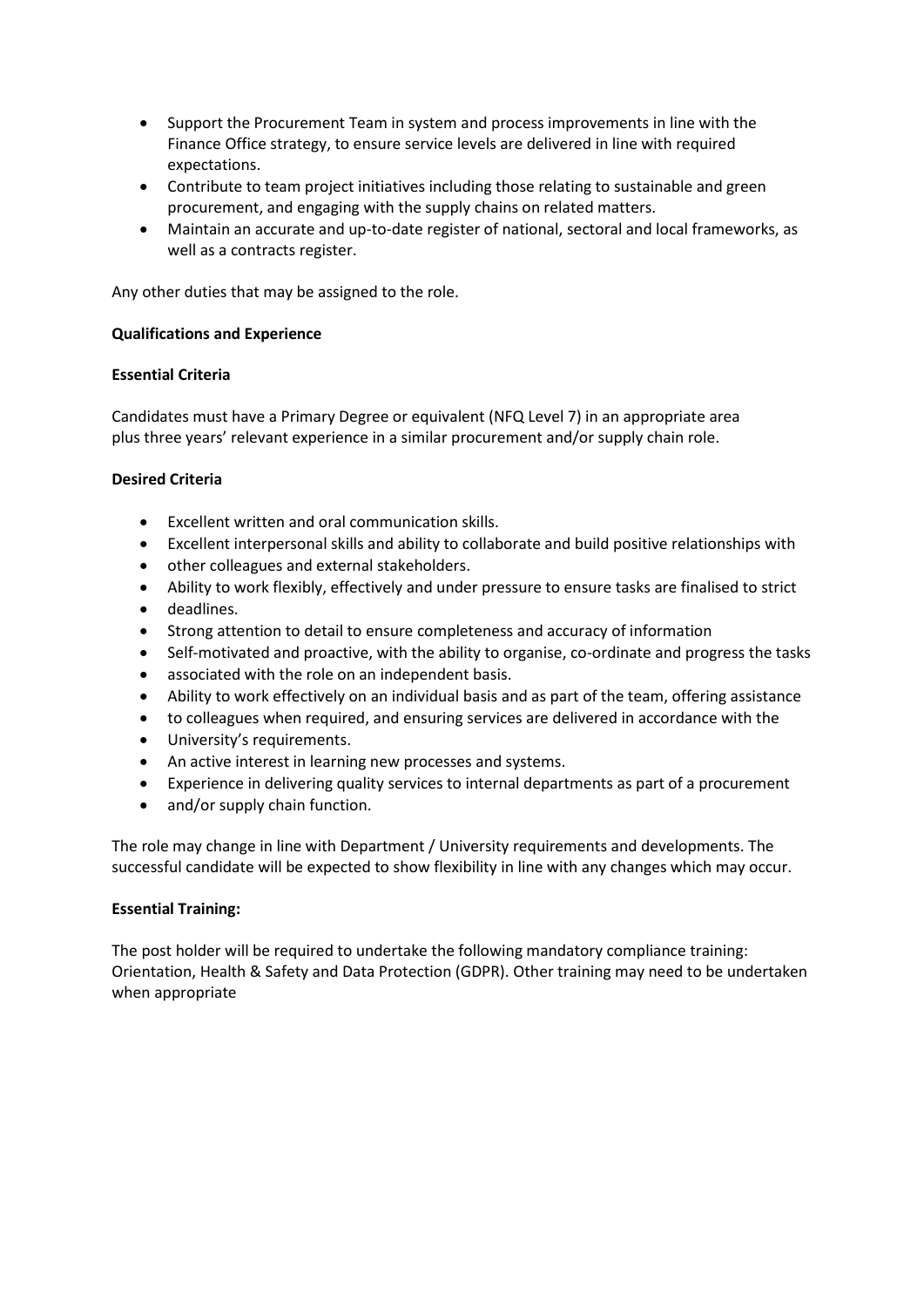- Support the Procurement Team in system and process improvements in line with the Finance Office strategy, to ensure service levels are delivered in line with required expectations.
- Contribute to team project initiatives including those relating to sustainable and green procurement, and engaging with the supply chains on related matters.
- Maintain an accurate and up-to-date register of national, sectoral and local frameworks, as well as a contracts register.

Any other duties that may be assigned to the role.

**Qualifications and Experience**

**Essential Criteria**

Candidates must have a Primary Degree or equivalent (NFQ Level 7) in an appropriate area plus three years' relevant experience in a similar procurement and/or supply chain role.

**Desired Criteria**

- Excellent written and oral communication skills.
- Excellent interpersonal skills and ability to collaborate and build positive relationships with
- other colleagues and external stakeholders.
- Ability to work flexibly, effectively and under pressure to ensure tasks are finalised to strict
- deadlines.
- Strong attention to detail to ensure completeness and accuracy of information
- Self-motivated and proactive, with the ability to organise, co-ordinate and progress the tasks
- associated with the role on an independent basis.
- Ability to work effectively on an individual basis and as part of the team, offering assistance
- to colleagues when required, and ensuring services are delivered in accordance with the
- University's requirements.
- An active interest in learning new processes and systems.
- Experience in delivering quality services to internal departments as part of a procurement
- and/or supply chain function.

The role may change in line with Department / University requirements and developments. The successful candidate will be expected to show flexibility in line with any changes which may occur.

**Essential Training:**

The post holder will be required to undertake the following mandatory compliance training: Orientation, Health & Safety and Data Protection (GDPR). Other training may need to be undertaken when appropriate